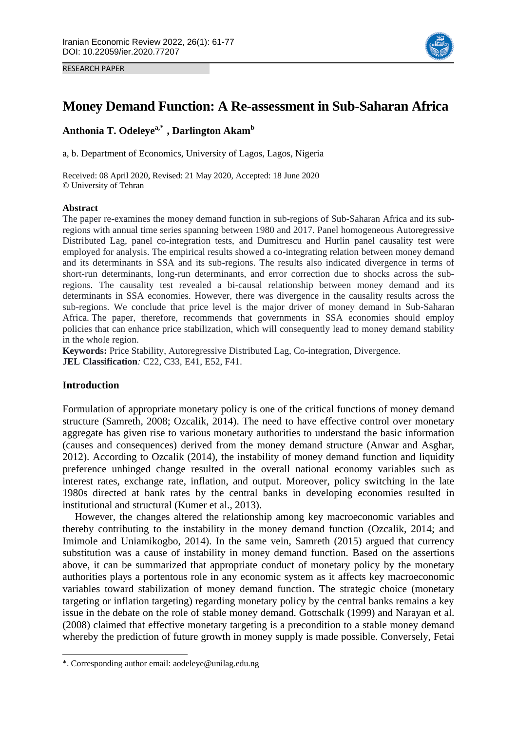RESEARCH PAPER

# Money Demand Function: A Re-assessment in Sub-Saharan Africa

**Anthonia T. Odeleye[a,*] , Darlington Akam[b]**

a, b. Department of Economics, University of Lagos, Lagos, Nigeria

Received: 08 April 2020, Revised: 21 May 2020, Accepted: 18 June 2020
© University of Tehran

### Abstract

The paper re-examines the money demand function in sub-regions of Sub-Saharan Africa and its sub-regions with annual time series spanning between 1980 and 2017. Panel homogeneous Autoregressive Distributed Lag, panel co-integration tests, and Dumitrescu and Hurlin panel causality test were employed for analysis. The empirical results showed a co-integrating relation between money demand and its determinants in SSA and its sub-regions. The results also indicated divergence in terms of short-run determinants, long-run determinants, and error correction due to shocks across the sub-regions. The causality test revealed a bi-causal relationship between money demand and its determinants in SSA economies. However, there was divergence in the causality results across the sub-regions. We conclude that price level is the major driver of money demand in Sub-Saharan Africa. The paper, therefore, recommends that governments in SSA economies should employ policies that can enhance price stabilization, which will consequently lead to money demand stability in the whole region.

**Keywords:** Price Stability, Autoregressive Distributed Lag, Co-integration, Divergence.
**JEL Classification**: C22, C33, E41, E52, F41.

## Introduction

Formulation of appropriate monetary policy is one of the critical functions of money demand structure (Samreth, 2008; Ozcalik, 2014). The need to have effective control over monetary aggregate has given rise to various monetary authorities to understand the basic information (causes and consequences) derived from the money demand structure (Anwar and Asghar, 2012). According to Ozcalik (2014), the instability of money demand function and liquidity preference unhinged change resulted in the overall national economy variables such as interest rates, exchange rate, inflation, and output. Moreover, policy switching in the late 1980s directed at bank rates by the central banks in developing economies resulted in institutional and structural (Kumer et al., 2013).

However, the changes altered the relationship among key macroeconomic variables and thereby contributing to the instability in the money demand function (Ozcalik, 2014; and Imimole and Uniamikogbo, 2014). In the same vein, Samreth (2015) argued that currency substitution was a cause of instability in money demand function. Based on the assertions above, it can be summarized that appropriate conduct of monetary policy by the monetary authorities plays a portentous role in any economic system as it affects key macroeconomic variables toward stabilization of money demand function. The strategic choice (monetary targeting or inflation targeting) regarding monetary policy by the central banks remains a key issue in the debate on the role of stable money demand. Gottschalk (1999) and Narayan et al. (2008) claimed that effective monetary targeting is a precondition to a stable money demand whereby the prediction of future growth in money supply is made possible. Conversely, Fetai

*. Corresponding author email: aodeleye@unilag.edu.ng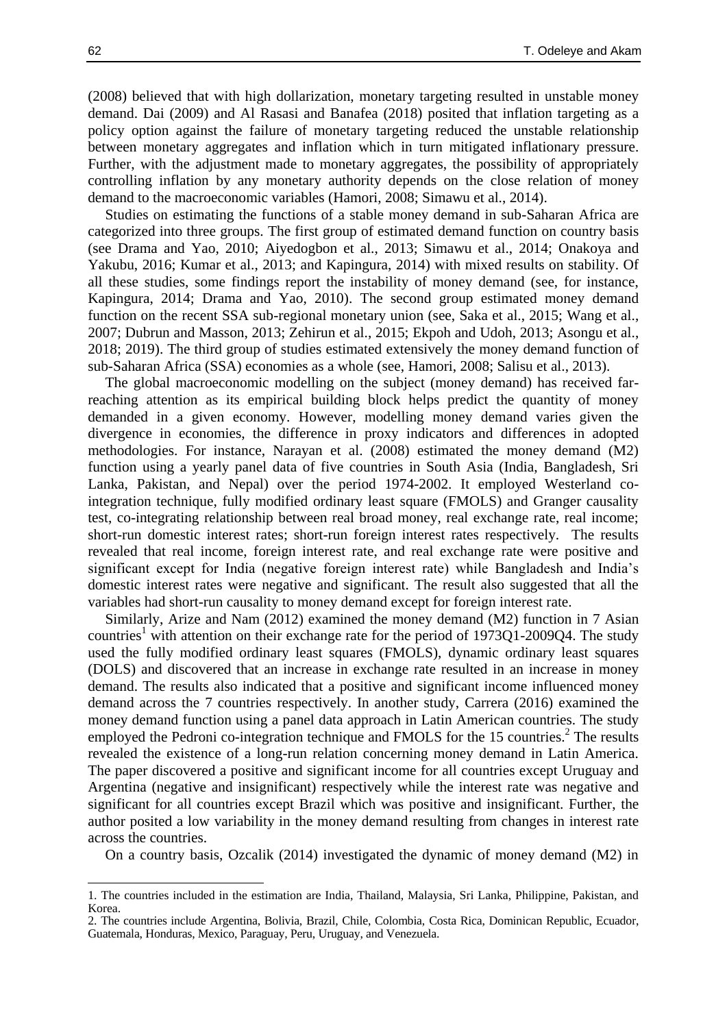(2008) believed that with high dollarization, monetary targeting resulted in unstable money demand. Dai (2009) and Al Rasasi and Banafea (2018) posited that inflation targeting as a policy option against the failure of monetary targeting reduced the unstable relationship between monetary aggregates and inflation which in turn mitigated inflationary pressure. Further, with the adjustment made to monetary aggregates, the possibility of appropriately controlling inflation by any monetary authority depends on the close relation of money demand to the macroeconomic variables (Hamori, 2008; Simawu et al., 2014).

Studies on estimating the functions of a stable money demand in sub-Saharan Africa are categorized into three groups. The first group of estimated demand function on country basis (see Drama and Yao, 2010; Aiyedogbon et al., 2013; Simawu et al., 2014; Onakoya and Yakubu, 2016; Kumar et al., 2013; and Kapingura, 2014) with mixed results on stability. Of all these studies, some findings report the instability of money demand (see, for instance, Kapingura, 2014; Drama and Yao, 2010). The second group estimated money demand function on the recent SSA sub-regional monetary union (see, Saka et al., 2015; Wang et al., 2007; Dubrun and Masson, 2013; Zehirun et al., 2015; Ekpoh and Udoh, 2013; Asongu et al., 2018; 2019). The third group of studies estimated extensively the money demand function of sub-Saharan Africa (SSA) economies as a whole (see, Hamori, 2008; Salisu et al., 2013).

The global macroeconomic modelling on the subject (money demand) has received far-reaching attention as its empirical building block helps predict the quantity of money demanded in a given economy. However, modelling money demand varies given the divergence in economies, the difference in proxy indicators and differences in adopted methodologies. For instance, Narayan et al. (2008) estimated the money demand (M2) function using a yearly panel data of five countries in South Asia (India, Bangladesh, Sri Lanka, Pakistan, and Nepal) over the period 1974-2002. It employed Westerland co-integration technique, fully modified ordinary least square (FMOLS) and Granger causality test, co-integrating relationship between real broad money, real exchange rate, real income; short-run domestic interest rates; short-run foreign interest rates respectively. The results revealed that real income, foreign interest rate, and real exchange rate were positive and significant except for India (negative foreign interest rate) while Bangladesh and India's domestic interest rates were negative and significant. The result also suggested that all the variables had short-run causality to money demand except for foreign interest rate.

Similarly, Arize and Nam (2012) examined the money demand (M2) function in 7 Asian countries[1] with attention on their exchange rate for the period of 1973Q1-2009Q4. The study used the fully modified ordinary least squares (FMOLS), dynamic ordinary least squares (DOLS) and discovered that an increase in exchange rate resulted in an increase in money demand. The results also indicated that a positive and significant income influenced money demand across the 7 countries respectively. In another study, Carrera (2016) examined the money demand function using a panel data approach in Latin American countries. The study employed the Pedroni co-integration technique and FMOLS for the 15 countries.[2] The results revealed the existence of a long-run relation concerning money demand in Latin America. The paper discovered a positive and significant income for all countries except Uruguay and Argentina (negative and insignificant) respectively while the interest rate was negative and significant for all countries except Brazil which was positive and insignificant. Further, the author posited a low variability in the money demand resulting from changes in interest rate across the countries.

On a country basis, Ozcalik (2014) investigated the dynamic of money demand (M2) in

---

1. The countries included in the estimation are India, Thailand, Malaysia, Sri Lanka, Philippine, Pakistan, and Korea.

2. The countries include Argentina, Bolivia, Brazil, Chile, Colombia, Costa Rica, Dominican Republic, Ecuador, Guatemala, Honduras, Mexico, Paraguay, Peru, Uruguay, and Venezuela.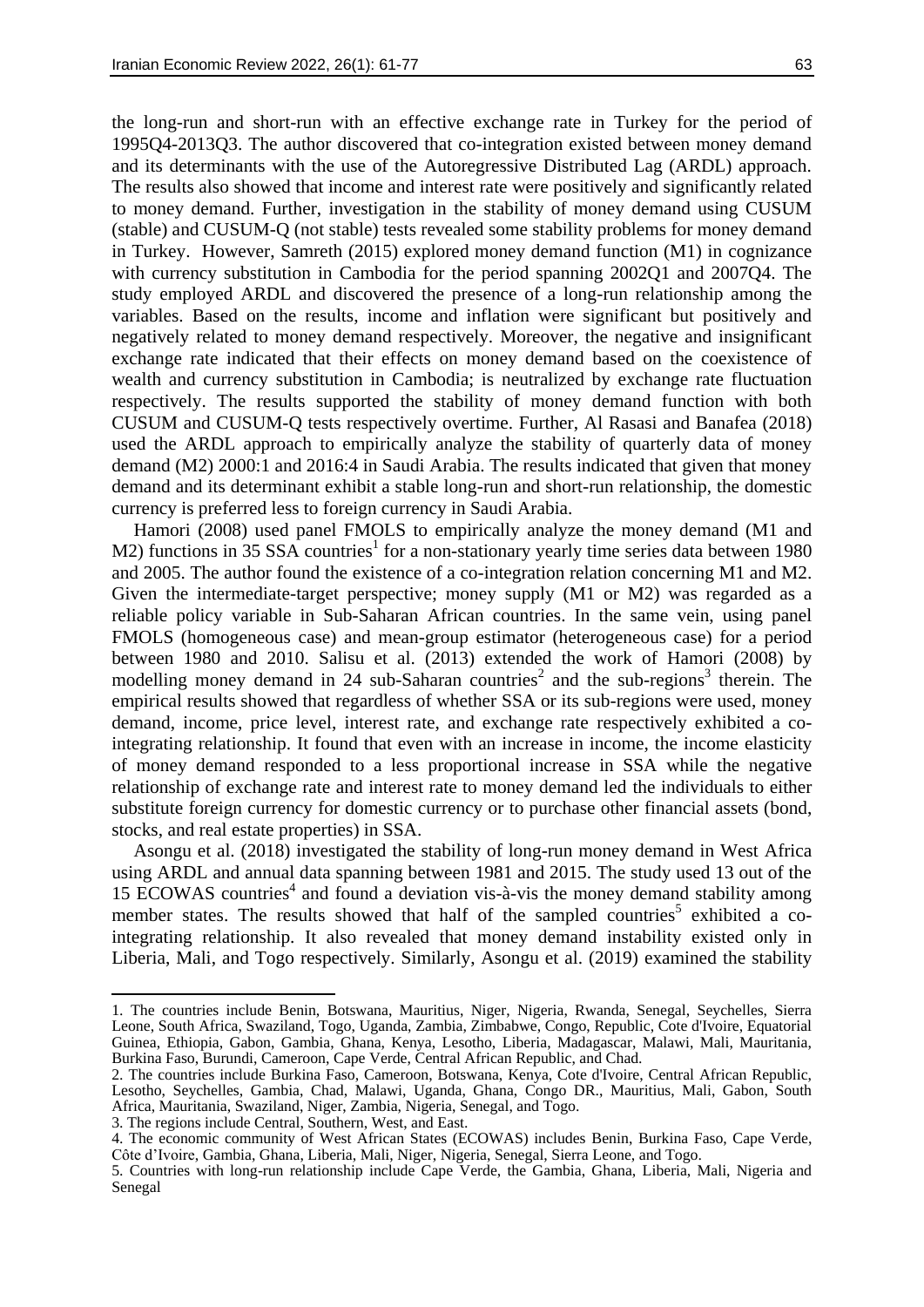the long-run and short-run with an effective exchange rate in Turkey for the period of 1995Q4-2013Q3. The author discovered that co-integration existed between money demand and its determinants with the use of the Autoregressive Distributed Lag (ARDL) approach. The results also showed that income and interest rate were positively and significantly related to money demand. Further, investigation in the stability of money demand using CUSUM (stable) and CUSUM-Q (not stable) tests revealed some stability problems for money demand in Turkey. However, Samreth (2015) explored money demand function (M1) in cognizance with currency substitution in Cambodia for the period spanning 2002Q1 and 2007Q4. The study employed ARDL and discovered the presence of a long-run relationship among the variables. Based on the results, income and inflation were significant but positively and negatively related to money demand respectively. Moreover, the negative and insignificant exchange rate indicated that their effects on money demand based on the coexistence of wealth and currency substitution in Cambodia; is neutralized by exchange rate fluctuation respectively. The results supported the stability of money demand function with both CUSUM and CUSUM-Q tests respectively overtime. Further, Al Rasasi and Banafea (2018) used the ARDL approach to empirically analyze the stability of quarterly data of money demand (M2) 2000:1 and 2016:4 in Saudi Arabia. The results indicated that given that money demand and its determinant exhibit a stable long-run and short-run relationship, the domestic currency is preferred less to foreign currency in Saudi Arabia.

Hamori (2008) used panel FMOLS to empirically analyze the money demand (M1 and M2) functions in 35 SSA countries[1] for a non-stationary yearly time series data between 1980 and 2005. The author found the existence of a co-integration relation concerning M1 and M2. Given the intermediate-target perspective; money supply (M1 or M2) was regarded as a reliable policy variable in Sub-Saharan African countries. In the same vein, using panel FMOLS (homogeneous case) and mean-group estimator (heterogeneous case) for a period between 1980 and 2010. Salisu et al. (2013) extended the work of Hamori (2008) by modelling money demand in 24 sub-Saharan countries[2] and the sub-regions[3] therein. The empirical results showed that regardless of whether SSA or its sub-regions were used, money demand, income, price level, interest rate, and exchange rate respectively exhibited a co-integrating relationship. It found that even with an increase in income, the income elasticity of money demand responded to a less proportional increase in SSA while the negative relationship of exchange rate and interest rate to money demand led the individuals to either substitute foreign currency for domestic currency or to purchase other financial assets (bond, stocks, and real estate properties) in SSA.

Asongu et al. (2018) investigated the stability of long-run money demand in West Africa using ARDL and annual data spanning between 1981 and 2015. The study used 13 out of the 15 ECOWAS countries[4] and found a deviation vis-à-vis the money demand stability among member states. The results showed that half of the sampled countries[5] exhibited a co-integrating relationship. It also revealed that money demand instability existed only in Liberia, Mali, and Togo respectively. Similarly, Asongu et al. (2019) examined the stability

---

1. The countries include Benin, Botswana, Mauritius, Niger, Nigeria, Rwanda, Senegal, Seychelles, Sierra Leone, South Africa, Swaziland, Togo, Uganda, Zambia, Zimbabwe, Congo, Republic, Cote d'Ivoire, Equatorial Guinea, Ethiopia, Gabon, Gambia, Ghana, Kenya, Lesotho, Liberia, Madagascar, Malawi, Mali, Mauritania, Burkina Faso, Burundi, Cameroon, Cape Verde, Central African Republic, and Chad.

2. The countries include Burkina Faso, Cameroon, Botswana, Kenya, Cote d'Ivoire, Central African Republic, Lesotho, Seychelles, Gambia, Chad, Malawi, Uganda, Ghana, Congo DR., Mauritius, Mali, Gabon, South Africa, Mauritania, Swaziland, Niger, Zambia, Nigeria, Senegal, and Togo.

3. The regions include Central, Southern, West, and East.

4. The economic community of West African States (ECOWAS) includes Benin, Burkina Faso, Cape Verde, Côte d'Ivoire, Gambia, Ghana, Liberia, Mali, Niger, Nigeria, Senegal, Sierra Leone, and Togo.

5. Countries with long-run relationship include Cape Verde, the Gambia, Ghana, Liberia, Mali, Nigeria and Senegal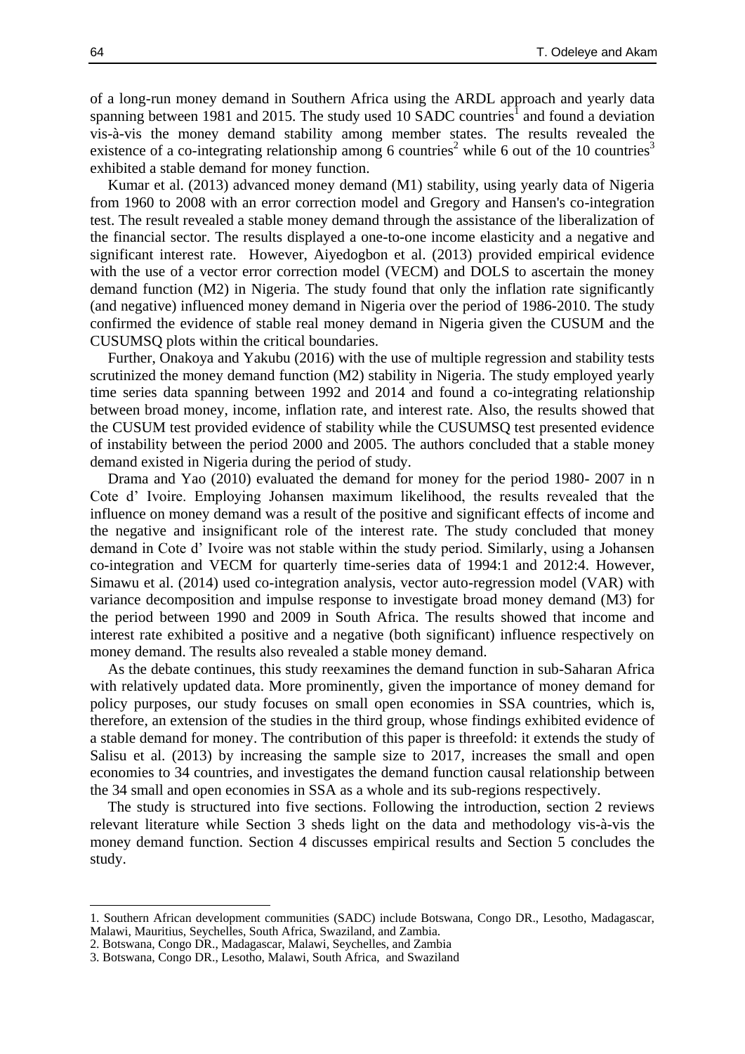of a long-run money demand in Southern Africa using the ARDL approach and yearly data spanning between 1981 and 2015. The study used 10 SADC countries[1] and found a deviation vis-à-vis the money demand stability among member states. The results revealed the existence of a co-integrating relationship among 6 countries[2] while 6 out of the 10 countries[3] exhibited a stable demand for money function.

Kumar et al. (2013) advanced money demand (M1) stability, using yearly data of Nigeria from 1960 to 2008 with an error correction model and Gregory and Hansen's co-integration test. The result revealed a stable money demand through the assistance of the liberalization of the financial sector. The results displayed a one-to-one income elasticity and a negative and significant interest rate. However, Aiyedogbon et al. (2013) provided empirical evidence with the use of a vector error correction model (VECM) and DOLS to ascertain the money demand function (M2) in Nigeria. The study found that only the inflation rate significantly (and negative) influenced money demand in Nigeria over the period of 1986-2010. The study confirmed the evidence of stable real money demand in Nigeria given the CUSUM and the CUSUMSQ plots within the critical boundaries.

Further, Onakoya and Yakubu (2016) with the use of multiple regression and stability tests scrutinized the money demand function (M2) stability in Nigeria. The study employed yearly time series data spanning between 1992 and 2014 and found a co-integrating relationship between broad money, income, inflation rate, and interest rate. Also, the results showed that the CUSUM test provided evidence of stability while the CUSUMSQ test presented evidence of instability between the period 2000 and 2005. The authors concluded that a stable money demand existed in Nigeria during the period of study.

Drama and Yao (2010) evaluated the demand for money for the period 1980- 2007 in n Cote d' Ivoire. Employing Johansen maximum likelihood, the results revealed that the influence on money demand was a result of the positive and significant effects of income and the negative and insignificant role of the interest rate. The study concluded that money demand in Cote d' Ivoire was not stable within the study period. Similarly, using a Johansen co-integration and VECM for quarterly time-series data of 1994:1 and 2012:4. However, Simawu et al. (2014) used co-integration analysis, vector auto-regression model (VAR) with variance decomposition and impulse response to investigate broad money demand (M3) for the period between 1990 and 2009 in South Africa. The results showed that income and interest rate exhibited a positive and a negative (both significant) influence respectively on money demand. The results also revealed a stable money demand.

As the debate continues, this study reexamines the demand function in sub-Saharan Africa with relatively updated data. More prominently, given the importance of money demand for policy purposes, our study focuses on small open economies in SSA countries, which is, therefore, an extension of the studies in the third group, whose findings exhibited evidence of a stable demand for money. The contribution of this paper is threefold: it extends the study of Salisu et al. (2013) by increasing the sample size to 2017, increases the small and open economies to 34 countries, and investigates the demand function causal relationship between the 34 small and open economies in SSA as a whole and its sub-regions respectively.

The study is structured into five sections. Following the introduction, section 2 reviews relevant literature while Section 3 sheds light on the data and methodology vis-à-vis the money demand function. Section 4 discusses empirical results and Section 5 concludes the study.

---

1. Southern African development communities (SADC) include Botswana, Congo DR., Lesotho, Madagascar, Malawi, Mauritius, Seychelles, South Africa, Swaziland, and Zambia.
2. Botswana, Congo DR., Madagascar, Malawi, Seychelles, and Zambia
3. Botswana, Congo DR., Lesotho, Malawi, South Africa, and Swaziland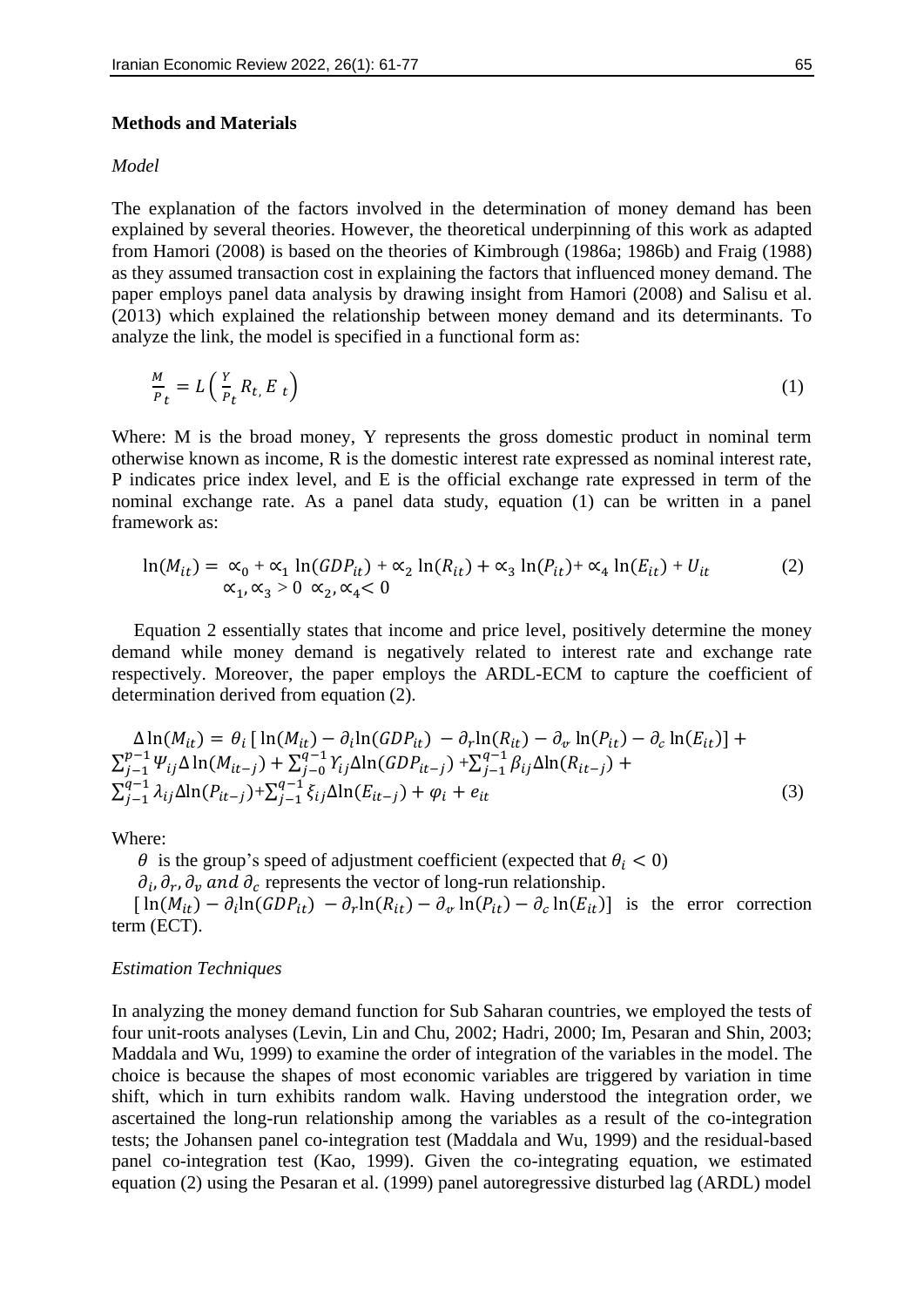## Methods and Materials

### *Model*

The explanation of the factors involved in the determination of money demand has been explained by several theories. However, the theoretical underpinning of this work as adapted from Hamori (2008) is based on the theories of Kimbrough (1986a; 1986b) and Fraig (1988) as they assumed transaction cost in explaining the factors that influenced money demand. The paper employs panel data analysis by drawing insight from Hamori (2008) and Salisu et al. (2013) which explained the relationship between money demand and its determinants. To analyze the link, the model is specified in a functional form as:

$$\frac{M}{P_t} = L\left(\frac{Y}{P_t} R_{t,} E_{\ t}\right) \tag{1}$$

Where: M is the broad money, Y represents the gross domestic product in nominal term otherwise known as income, R is the domestic interest rate expressed as nominal interest rate, P indicates price index level, and E is the official exchange rate expressed in term of the nominal exchange rate. As a panel data study, equation (1) can be written in a panel framework as:

$$\ln(M_{it}) = \propto_0 + \propto_1 \ln(GDP_{it}) + \propto_2 \ln(R_{it}) + \propto_3 \ln(P_{it}) + \propto_4 \ln(E_{it}) + U_{it} \tag{2}$$
$$\propto_1, \propto_3 > 0 \quad \propto_2, \propto_4 < 0$$

Equation 2 essentially states that income and price level, positively determine the money demand while money demand is negatively related to interest rate and exchange rate respectively. Moreover, the paper employs the ARDL-ECM to capture the coefficient of determination derived from equation (2).

$$\Delta \ln(M_{it}) = \theta_i \left[ \ln(M_{it}) - \partial_i \ln(GDP_{it}) - \partial_r \ln(R_{it}) - \partial_v \ln(P_{it}) - \partial_c \ln(E_{it}) \right] + \sum_{j-1}^{p-1} \Psi_{ij} \Delta \ln(M_{it-j}) + \sum_{j-0}^{q-1} \Upsilon_{ij} \Delta \ln(GDP_{it-j}) + \sum_{j-1}^{q-1} \beta_{ij} \Delta \ln(R_{it-j}) + \sum_{j-1}^{q-1} \lambda_{ij} \Delta \ln(P_{it-j}) + \sum_{j-1}^{q-1} \xi_{ij} \Delta \ln(E_{it-j}) + \varphi_i + e_{it} \tag{3}$$

Where:

$\theta$ is the group's speed of adjustment coefficient (expected that $\theta_i < 0$)

$\partial_i, \partial_r, \partial_v$ *and* $\partial_c$ represents the vector of long-run relationship.

$[\ln(M_{it}) - \partial_i \ln(GDP_{it}) - \partial_r \ln(R_{it}) - \partial_v \ln(P_{it}) - \partial_c \ln(E_{it})]$ is the error correction term (ECT).

### *Estimation Techniques*

In analyzing the money demand function for Sub Saharan countries, we employed the tests of four unit-roots analyses (Levin, Lin and Chu, 2002; Hadri, 2000; Im, Pesaran and Shin, 2003; Maddala and Wu, 1999) to examine the order of integration of the variables in the model. The choice is because the shapes of most economic variables are triggered by variation in time shift, which in turn exhibits random walk. Having understood the integration order, we ascertained the long-run relationship among the variables as a result of the co-integration tests; the Johansen panel co-integration test (Maddala and Wu, 1999) and the residual-based panel co-integration test (Kao, 1999). Given the co-integrating equation, we estimated equation (2) using the Pesaran et al. (1999) panel autoregressive disturbed lag (ARDL) model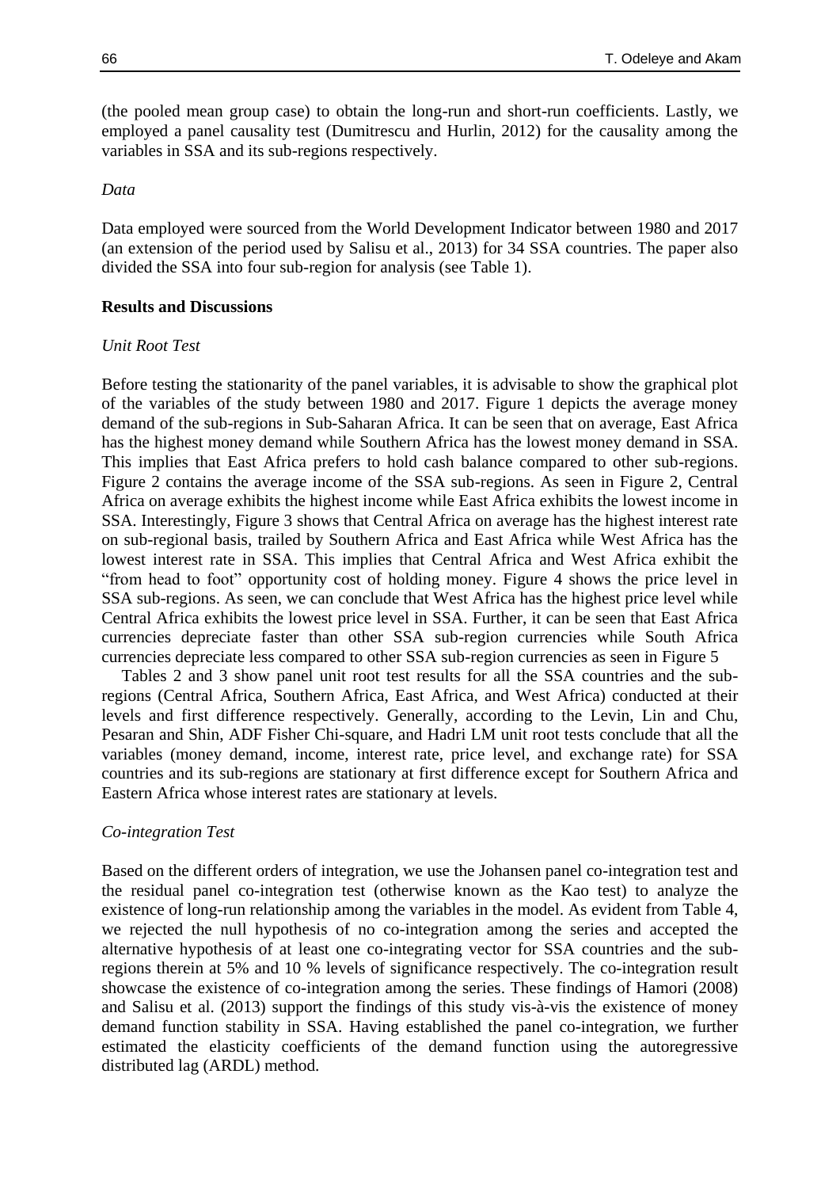(the pooled mean group case) to obtain the long-run and short-run coefficients. Lastly, we employed a panel causality test (Dumitrescu and Hurlin, 2012) for the causality among the variables in SSA and its sub-regions respectively.

*Data*

Data employed were sourced from the World Development Indicator between 1980 and 2017 (an extension of the period used by Salisu et al., 2013) for 34 SSA countries. The paper also divided the SSA into four sub-region for analysis (see Table 1).

**Results and Discussions**

*Unit Root Test*

Before testing the stationarity of the panel variables, it is advisable to show the graphical plot of the variables of the study between 1980 and 2017. Figure 1 depicts the average money demand of the sub-regions in Sub-Saharan Africa. It can be seen that on average, East Africa has the highest money demand while Southern Africa has the lowest money demand in SSA. This implies that East Africa prefers to hold cash balance compared to other sub-regions. Figure 2 contains the average income of the SSA sub-regions. As seen in Figure 2, Central Africa on average exhibits the highest income while East Africa exhibits the lowest income in SSA. Interestingly, Figure 3 shows that Central Africa on average has the highest interest rate on sub-regional basis, trailed by Southern Africa and East Africa while West Africa has the lowest interest rate in SSA. This implies that Central Africa and West Africa exhibit the "from head to foot" opportunity cost of holding money. Figure 4 shows the price level in SSA sub-regions. As seen, we can conclude that West Africa has the highest price level while Central Africa exhibits the lowest price level in SSA. Further, it can be seen that East Africa currencies depreciate faster than other SSA sub-region currencies while South Africa currencies depreciate less compared to other SSA sub-region currencies as seen in Figure 5

Tables 2 and 3 show panel unit root test results for all the SSA countries and the sub-regions (Central Africa, Southern Africa, East Africa, and West Africa) conducted at their levels and first difference respectively. Generally, according to the Levin, Lin and Chu, Pesaran and Shin, ADF Fisher Chi-square, and Hadri LM unit root tests conclude that all the variables (money demand, income, interest rate, price level, and exchange rate) for SSA countries and its sub-regions are stationary at first difference except for Southern Africa and Eastern Africa whose interest rates are stationary at levels.

*Co-integration Test*

Based on the different orders of integration, we use the Johansen panel co-integration test and the residual panel co-integration test (otherwise known as the Kao test) to analyze the existence of long-run relationship among the variables in the model. As evident from Table 4, we rejected the null hypothesis of no co-integration among the series and accepted the alternative hypothesis of at least one co-integrating vector for SSA countries and the sub-regions therein at 5% and 10 % levels of significance respectively. The co-integration result showcase the existence of co-integration among the series. These findings of Hamori (2008) and Salisu et al. (2013) support the findings of this study vis-à-vis the existence of money demand function stability in SSA. Having established the panel co-integration, we further estimated the elasticity coefficients of the demand function using the autoregressive distributed lag (ARDL) method.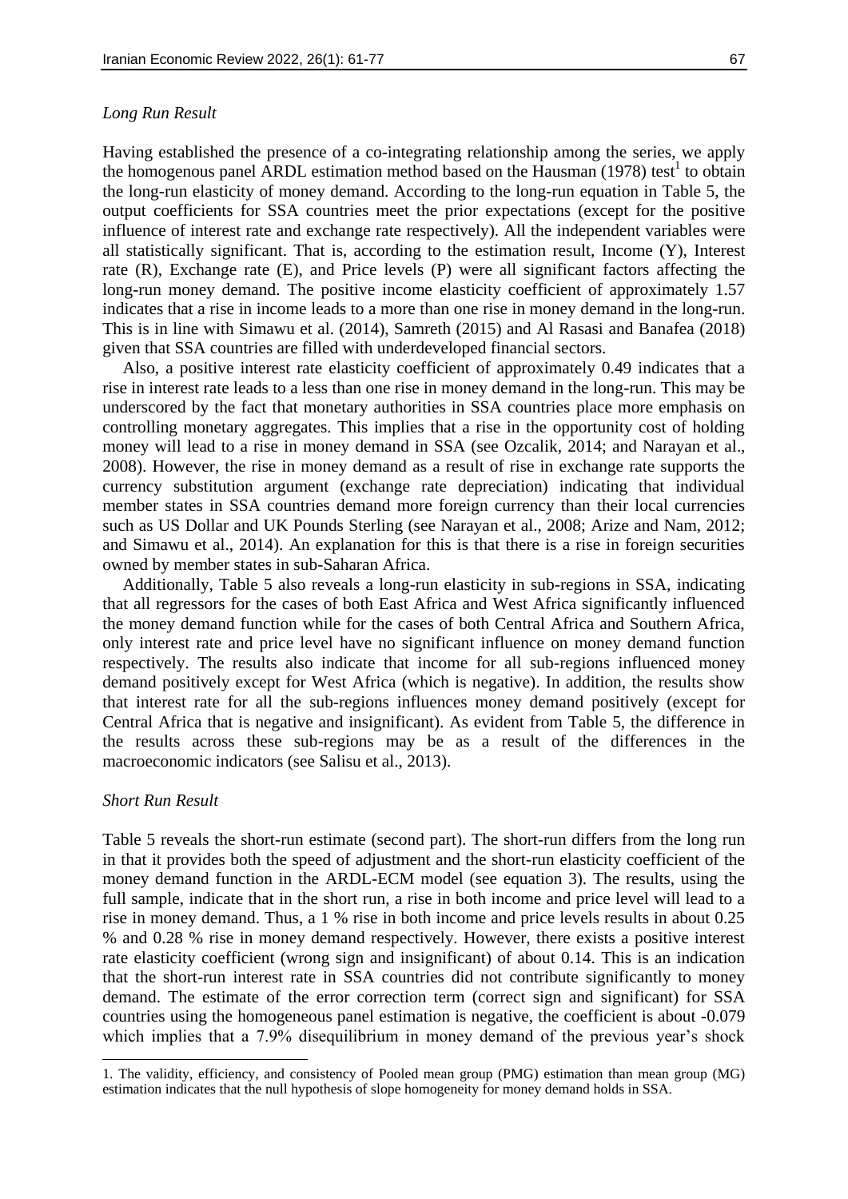*Long Run Result*

Having established the presence of a co-integrating relationship among the series, we apply the homogenous panel ARDL estimation method based on the Hausman (1978) test[1] to obtain the long-run elasticity of money demand. According to the long-run equation in Table 5, the output coefficients for SSA countries meet the prior expectations (except for the positive influence of interest rate and exchange rate respectively). All the independent variables were all statistically significant. That is, according to the estimation result, Income (Y), Interest rate (R), Exchange rate (E), and Price levels (P) were all significant factors affecting the long-run money demand. The positive income elasticity coefficient of approximately 1.57 indicates that a rise in income leads to a more than one rise in money demand in the long-run. This is in line with Simawu et al. (2014), Samreth (2015) and Al Rasasi and Banafea (2018) given that SSA countries are filled with underdeveloped financial sectors.

Also, a positive interest rate elasticity coefficient of approximately 0.49 indicates that a rise in interest rate leads to a less than one rise in money demand in the long-run. This may be underscored by the fact that monetary authorities in SSA countries place more emphasis on controlling monetary aggregates. This implies that a rise in the opportunity cost of holding money will lead to a rise in money demand in SSA (see Ozcalik, 2014; and Narayan et al., 2008). However, the rise in money demand as a result of rise in exchange rate supports the currency substitution argument (exchange rate depreciation) indicating that individual member states in SSA countries demand more foreign currency than their local currencies such as US Dollar and UK Pounds Sterling (see Narayan et al., 2008; Arize and Nam, 2012; and Simawu et al., 2014). An explanation for this is that there is a rise in foreign securities owned by member states in sub-Saharan Africa.

Additionally, Table 5 also reveals a long-run elasticity in sub-regions in SSA, indicating that all regressors for the cases of both East Africa and West Africa significantly influenced the money demand function while for the cases of both Central Africa and Southern Africa, only interest rate and price level have no significant influence on money demand function respectively. The results also indicate that income for all sub-regions influenced money demand positively except for West Africa (which is negative). In addition, the results show that interest rate for all the sub-regions influences money demand positively (except for Central Africa that is negative and insignificant). As evident from Table 5, the difference in the results across these sub-regions may be as a result of the differences in the macroeconomic indicators (see Salisu et al., 2013).

*Short Run Result*

Table 5 reveals the short-run estimate (second part). The short-run differs from the long run in that it provides both the speed of adjustment and the short-run elasticity coefficient of the money demand function in the ARDL-ECM model (see equation 3). The results, using the full sample, indicate that in the short run, a rise in both income and price level will lead to a rise in money demand. Thus, a 1 % rise in both income and price levels results in about 0.25 % and 0.28 % rise in money demand respectively. However, there exists a positive interest rate elasticity coefficient (wrong sign and insignificant) of about 0.14. This is an indication that the short-run interest rate in SSA countries did not contribute significantly to money demand. The estimate of the error correction term (correct sign and significant) for SSA countries using the homogeneous panel estimation is negative, the coefficient is about -0.079 which implies that a 7.9% disequilibrium in money demand of the previous year's shock

1. The validity, efficiency, and consistency of Pooled mean group (PMG) estimation than mean group (MG) estimation indicates that the null hypothesis of slope homogeneity for money demand holds in SSA.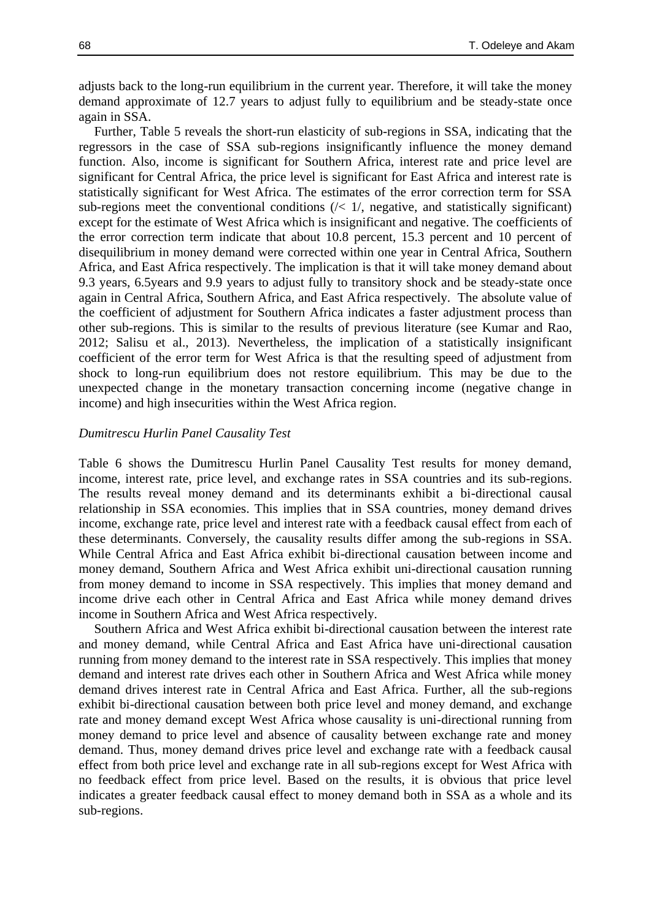adjusts back to the long-run equilibrium in the current year. Therefore, it will take the money demand approximate of 12.7 years to adjust fully to equilibrium and be steady-state once again in SSA.

Further, Table 5 reveals the short-run elasticity of sub-regions in SSA, indicating that the regressors in the case of SSA sub-regions insignificantly influence the money demand function. Also, income is significant for Southern Africa, interest rate and price level are significant for Central Africa, the price level is significant for East Africa and interest rate is statistically significant for West Africa. The estimates of the error correction term for SSA sub-regions meet the conventional conditions (/< 1/, negative, and statistically significant) except for the estimate of West Africa which is insignificant and negative. The coefficients of the error correction term indicate that about 10.8 percent, 15.3 percent and 10 percent of disequilibrium in money demand were corrected within one year in Central Africa, Southern Africa, and East Africa respectively. The implication is that it will take money demand about 9.3 years, 6.5years and 9.9 years to adjust fully to transitory shock and be steady-state once again in Central Africa, Southern Africa, and East Africa respectively. The absolute value of the coefficient of adjustment for Southern Africa indicates a faster adjustment process than other sub-regions. This is similar to the results of previous literature (see Kumar and Rao, 2012; Salisu et al., 2013). Nevertheless, the implication of a statistically insignificant coefficient of the error term for West Africa is that the resulting speed of adjustment from shock to long-run equilibrium does not restore equilibrium. This may be due to the unexpected change in the monetary transaction concerning income (negative change in income) and high insecurities within the West Africa region.

*Dumitrescu Hurlin Panel Causality Test*

Table 6 shows the Dumitrescu Hurlin Panel Causality Test results for money demand, income, interest rate, price level, and exchange rates in SSA countries and its sub-regions. The results reveal money demand and its determinants exhibit a bi-directional causal relationship in SSA economies. This implies that in SSA countries, money demand drives income, exchange rate, price level and interest rate with a feedback causal effect from each of these determinants. Conversely, the causality results differ among the sub-regions in SSA. While Central Africa and East Africa exhibit bi-directional causation between income and money demand, Southern Africa and West Africa exhibit uni-directional causation running from money demand to income in SSA respectively. This implies that money demand and income drive each other in Central Africa and East Africa while money demand drives income in Southern Africa and West Africa respectively.

Southern Africa and West Africa exhibit bi-directional causation between the interest rate and money demand, while Central Africa and East Africa have uni-directional causation running from money demand to the interest rate in SSA respectively. This implies that money demand and interest rate drives each other in Southern Africa and West Africa while money demand drives interest rate in Central Africa and East Africa. Further, all the sub-regions exhibit bi-directional causation between both price level and money demand, and exchange rate and money demand except West Africa whose causality is uni-directional running from money demand to price level and absence of causality between exchange rate and money demand. Thus, money demand drives price level and exchange rate with a feedback causal effect from both price level and exchange rate in all sub-regions except for West Africa with no feedback effect from price level. Based on the results, it is obvious that price level indicates a greater feedback causal effect to money demand both in SSA as a whole and its sub-regions.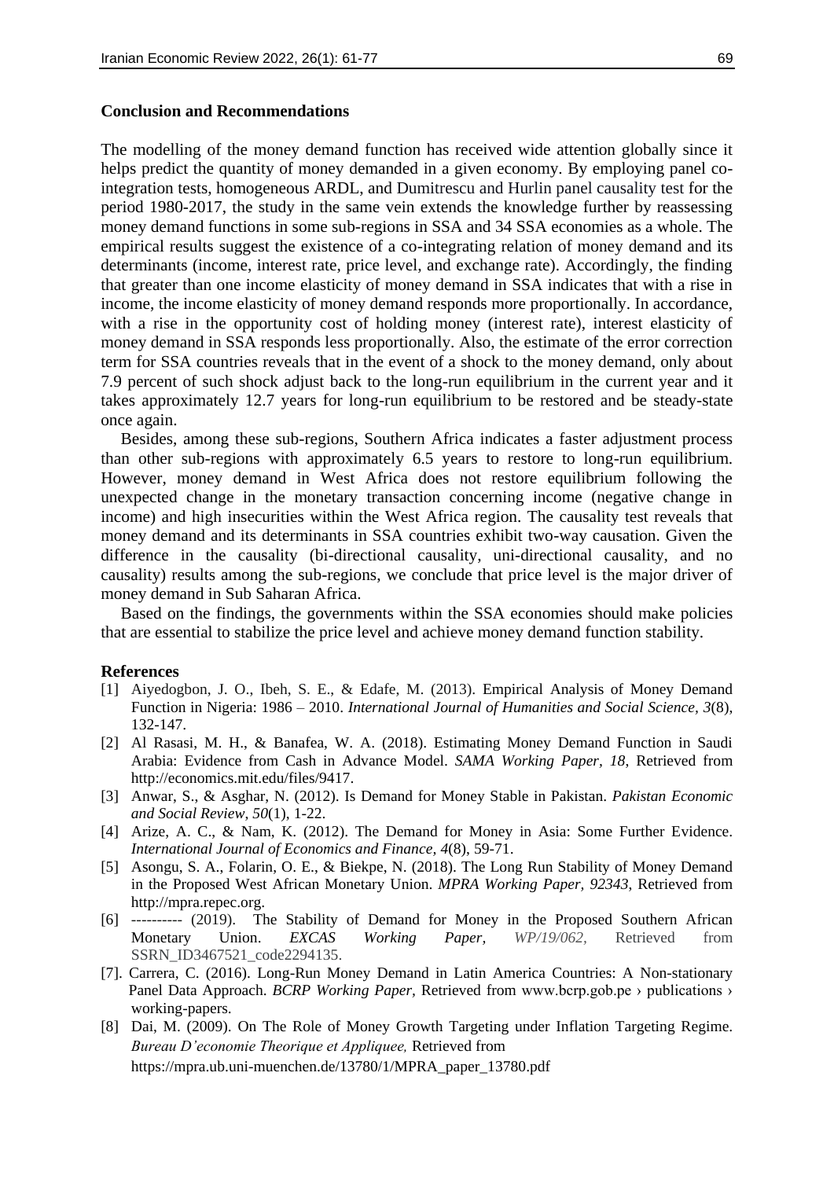## Conclusion and Recommendations

The modelling of the money demand function has received wide attention globally since it helps predict the quantity of money demanded in a given economy. By employing panel co-integration tests, homogeneous ARDL, and Dumitrescu and Hurlin panel causality test for the period 1980-2017, the study in the same vein extends the knowledge further by reassessing money demand functions in some sub-regions in SSA and 34 SSA economies as a whole. The empirical results suggest the existence of a co-integrating relation of money demand and its determinants (income, interest rate, price level, and exchange rate). Accordingly, the finding that greater than one income elasticity of money demand in SSA indicates that with a rise in income, the income elasticity of money demand responds more proportionally. In accordance, with a rise in the opportunity cost of holding money (interest rate), interest elasticity of money demand in SSA responds less proportionally. Also, the estimate of the error correction term for SSA countries reveals that in the event of a shock to the money demand, only about 7.9 percent of such shock adjust back to the long-run equilibrium in the current year and it takes approximately 12.7 years for long-run equilibrium to be restored and be steady-state once again.

Besides, among these sub-regions, Southern Africa indicates a faster adjustment process than other sub-regions with approximately 6.5 years to restore to long-run equilibrium. However, money demand in West Africa does not restore equilibrium following the unexpected change in the monetary transaction concerning income (negative change in income) and high insecurities within the West Africa region. The causality test reveals that money demand and its determinants in SSA countries exhibit two-way causation. Given the difference in the causality (bi-directional causality, uni-directional causality, and no causality) results among the sub-regions, we conclude that price level is the major driver of money demand in Sub Saharan Africa.

Based on the findings, the governments within the SSA economies should make policies that are essential to stabilize the price level and achieve money demand function stability.

## References

[1] Aiyedogbon, J. O., Ibeh, S. E., & Edafe, M. (2013). Empirical Analysis of Money Demand Function in Nigeria: 1986 – 2010. *International Journal of Humanities and Social Science, 3*(8), 132-147.

[2] Al Rasasi, M. H., & Banafea, W. A. (2018). Estimating Money Demand Function in Saudi Arabia: Evidence from Cash in Advance Model. *SAMA Working Paper, 18*, Retrieved from http://economics.mit.edu/files/9417.

[3] Anwar, S., & Asghar, N. (2012). Is Demand for Money Stable in Pakistan. *Pakistan Economic and Social Review, 50*(1), 1-22.

[4] Arize, A. C., & Nam, K. (2012). The Demand for Money in Asia: Some Further Evidence. *International Journal of Economics and Finance, 4*(8), 59-71.

[5] Asongu, S. A., Folarin, O. E., & Biekpe, N. (2018). The Long Run Stability of Money Demand in the Proposed West African Monetary Union. *MPRA Working Paper, 92343*, Retrieved from http://mpra.repec.org.

[6] ---------- (2019). The Stability of Demand for Money in the Proposed Southern African Monetary Union. *EXCAS Working Paper, WP/19/062*, Retrieved from SSRN_ID3467521_code2294135.

[7]. Carrera, C. (2016). Long-Run Money Demand in Latin America Countries: A Non-stationary Panel Data Approach. *BCRP Working Paper*, Retrieved from www.bcrp.gob.pe › publications › working-papers.

[8] Dai, M. (2009). On The Role of Money Growth Targeting under Inflation Targeting Regime. *Bureau D'economie Theorique et Appliquee,* Retrieved from https://mpra.ub.uni-muenchen.de/13780/1/MPRA_paper_13780.pdf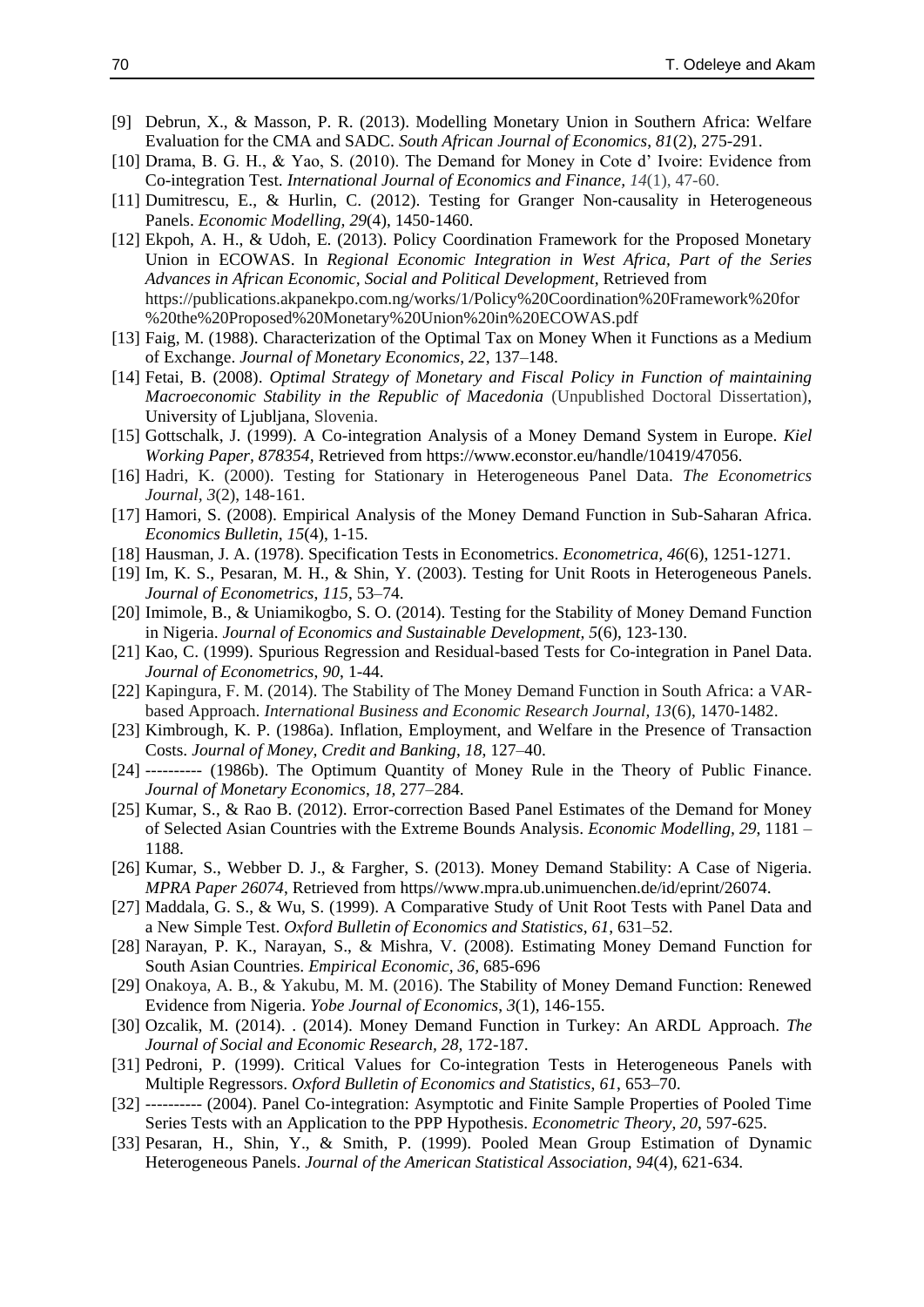[9] Debrun, X., & Masson, P. R. (2013). Modelling Monetary Union in Southern Africa: Welfare Evaluation for the CMA and SADC. *South African Journal of Economics*, *81*(2), 275-291.

[10] Drama, B. G. H., & Yao, S. (2010). The Demand for Money in Cote d' Ivoire: Evidence from Co-integration Test. *International Journal of Economics and Finance*, *14*(1), 47-60.

[11] Dumitrescu, E., & Hurlin, C. (2012). Testing for Granger Non-causality in Heterogeneous Panels. *Economic Modelling*, *29*(4), 1450-1460.

[12] Ekpoh, A. H., & Udoh, E. (2013). Policy Coordination Framework for the Proposed Monetary Union in ECOWAS. In *Regional Economic Integration in West Africa, Part of the Series Advances in African Economic, Social and Political Development*, Retrieved from https://publications.akpanekpo.com.ng/works/1/Policy%20Coordination%20Framework%20for%20the%20Proposed%20Monetary%20Union%20in%20ECOWAS.pdf

[13] Faig, M. (1988). Characterization of the Optimal Tax on Money When it Functions as a Medium of Exchange. *Journal of Monetary Economics*, *22*, 137–148.

[14] Fetai, B. (2008). *Optimal Strategy of Monetary and Fiscal Policy in Function of maintaining Macroeconomic Stability in the Republic of Macedonia* (Unpublished Doctoral Dissertation), University of Ljubljana, Slovenia.

[15] Gottschalk, J. (1999). A Co-integration Analysis of a Money Demand System in Europe. *Kiel Working Paper, 878354*, Retrieved from https://www.econstor.eu/handle/10419/47056.

[16] Hadri, K. (2000). Testing for Stationary in Heterogeneous Panel Data. *The Econometrics Journal*, *3*(2), 148-161.

[17] Hamori, S. (2008). Empirical Analysis of the Money Demand Function in Sub-Saharan Africa. *Economics Bulletin*, *15*(4), 1-15.

[18] Hausman, J. A. (1978). Specification Tests in Econometrics. *Econometrica, 46*(6), 1251-1271.

[19] Im, K. S., Pesaran, M. H., & Shin, Y. (2003). Testing for Unit Roots in Heterogeneous Panels. *Journal of Econometrics*, *115*, 53–74.

[20] Imimole, B., & Uniamikogbo, S. O. (2014). Testing for the Stability of Money Demand Function in Nigeria. *Journal of Economics and Sustainable Development, 5*(6), 123-130.

[21] Kao, C. (1999). Spurious Regression and Residual-based Tests for Co-integration in Panel Data. *Journal of Econometrics*, *90*, 1-44.

[22] Kapingura, F. M. (2014). The Stability of The Money Demand Function in South Africa: a VAR-based Approach. *International Business and Economic Research Journal*, *13*(6), 1470-1482.

[23] Kimbrough, K. P. (1986a). Inflation, Employment, and Welfare in the Presence of Transaction Costs. *Journal of Money, Credit and Banking*, *18*, 127–40.

[24] ---------- (1986b). The Optimum Quantity of Money Rule in the Theory of Public Finance. *Journal of Monetary Economics*, *18,* 277–284.

[25] Kumar, S., & Rao B. (2012). Error-correction Based Panel Estimates of the Demand for Money of Selected Asian Countries with the Extreme Bounds Analysis. *Economic Modelling, 29*, 1181 – 1188.

[26] Kumar, S., Webber D. J., & Fargher, S. (2013). Money Demand Stability: A Case of Nigeria. *MPRA Paper 26074*, Retrieved from https//www.mpra.ub.unimuenchen.de/id/eprint/26074.

[27] Maddala, G. S., & Wu, S. (1999). A Comparative Study of Unit Root Tests with Panel Data and a New Simple Test. *Oxford Bulletin of Economics and Statistics*, *61,* 631–52.

[28] Narayan, P. K., Narayan, S., & Mishra, V. (2008). Estimating Money Demand Function for South Asian Countries. *Empirical Economic*, *36,* 685-696

[29] Onakoya, A. B., & Yakubu, M. M. (2016). The Stability of Money Demand Function: Renewed Evidence from Nigeria. *Yobe Journal of Economics*, *3*(1), 146-155.

[30] Ozcalik, M. (2014). . (2014). Money Demand Function in Turkey: An ARDL Approach. *The Journal of Social and Economic Research, 28*, 172-187.

[31] Pedroni, P. (1999). Critical Values for Co-integration Tests in Heterogeneous Panels with Multiple Regressors. *Oxford Bulletin of Economics and Statistics*, *61*, 653–70.

[32] ---------- (2004). Panel Co-integration: Asymptotic and Finite Sample Properties of Pooled Time Series Tests with an Application to the PPP Hypothesis. *Econometric Theory*, *20*, 597-625.

[33] Pesaran, H., Shin, Y., & Smith, P. (1999). Pooled Mean Group Estimation of Dynamic Heterogeneous Panels. *Journal of the American Statistical Association, 94*(4), 621-634.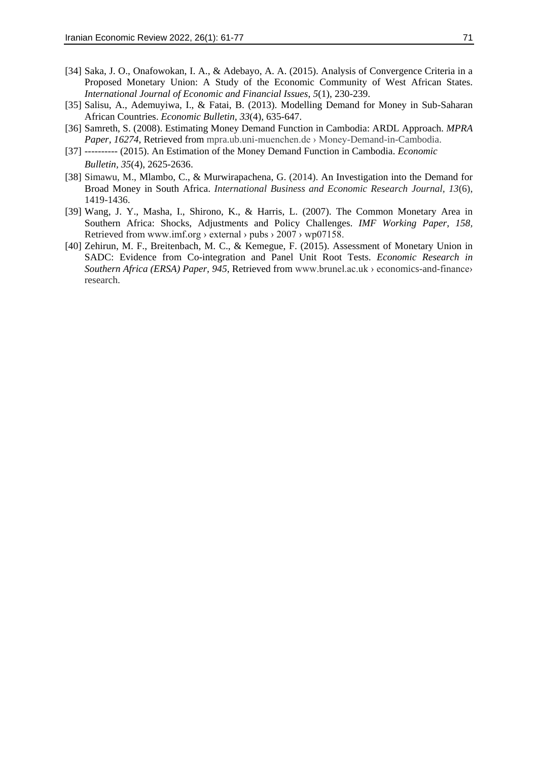[34] Saka, J. O., Onafowokan, I. A., & Adebayo, A. A. (2015). Analysis of Convergence Criteria in a Proposed Monetary Union: A Study of the Economic Community of West African States. *International Journal of Economic and Financial Issues*, *5*(1), 230-239.

[35] Salisu, A., Ademuyiwa, I., & Fatai, B. (2013). Modelling Demand for Money in Sub-Saharan African Countries. *Economic Bulletin*, *33*(4), 635-647.

[36] Samreth, S. (2008). Estimating Money Demand Function in Cambodia: ARDL Approach. *MPRA Paper, 16274*, Retrieved from mpra.ub.uni-muenchen.de › Money-Demand-in-Cambodia.

[37] ---------- (2015). An Estimation of the Money Demand Function in Cambodia. *Economic Bulletin*, *35*(4), 2625-2636.

[38] Simawu, M., Mlambo, C., & Murwirapachena, G. (2014). An Investigation into the Demand for Broad Money in South Africa. *International Business and Economic Research Journal*, *13*(6), 1419-1436.

[39] Wang, J. Y., Masha, I., Shirono, K., & Harris, L. (2007). The Common Monetary Area in Southern Africa: Shocks, Adjustments and Policy Challenges. *IMF Working Paper, 158*, Retrieved from www.imf.org › external › pubs › 2007 › wp07158.

[40] Zehirun, M. F., Breitenbach, M. C., & Kemegue, F. (2015). Assessment of Monetary Union in SADC: Evidence from Co-integration and Panel Unit Root Tests. *Economic Research in Southern Africa (ERSA) Paper, 945*, Retrieved from www.brunel.ac.uk › economics-and-finance› research.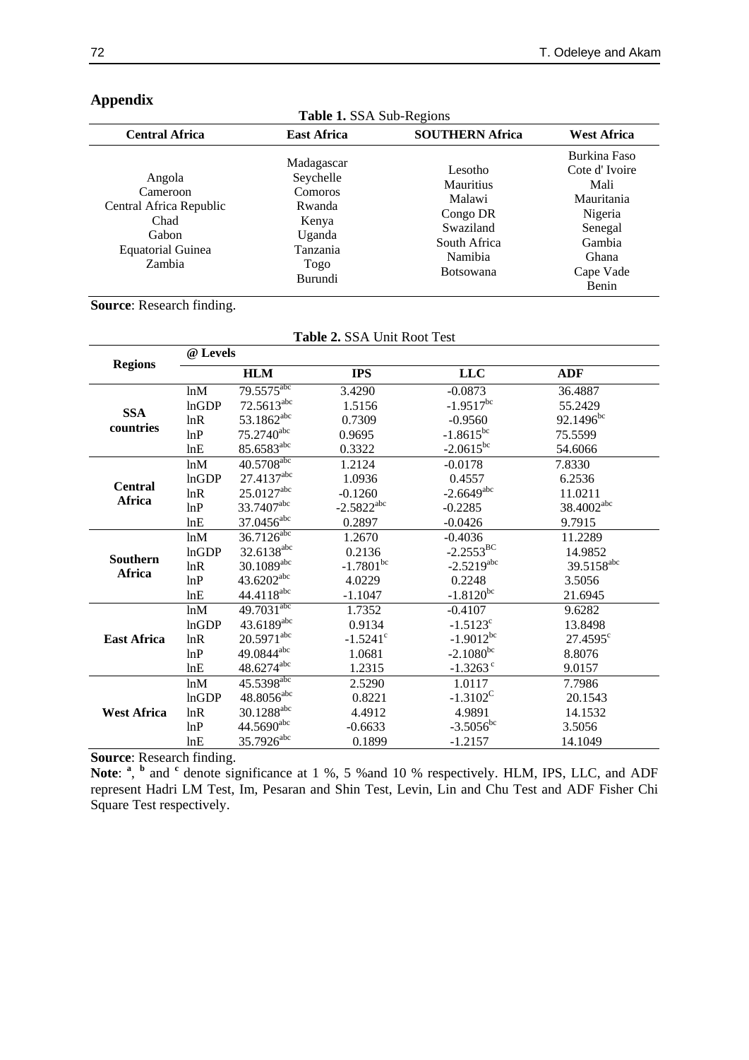## Appendix

**Table 1.** SSA Sub-Regions

| Central Africa | East Africa | SOUTHERN Africa | West Africa |
|---|---|---|---|
| Angola<br>Cameroon<br>Central Africa Republic<br>Chad<br>Gabon<br>Equatorial Guinea<br>Zambia | Madagascar<br>Seychelle<br>Comoros<br>Rwanda<br>Kenya<br>Uganda<br>Tanzania<br>Togo<br>Burundi | Lesotho<br>Mauritius<br>Malawi<br>Congo DR<br>Swaziland<br>South Africa<br>Namibia<br>Botsowana | Burkina Faso<br>Cote d' Ivoire<br>Mali<br>Mauritania<br>Nigeria<br>Senegal<br>Gambia<br>Ghana<br>Cape Vade<br>Benin |

**Source**: Research finding.

**Table 2.** SSA Unit Root Test

| Regions | @ Levels | | | | |
|---|---|---|---|---|---|
| | | **HLM** | **IPS** | **LLC** | **ADF** |
| **SSA countries** | lnM | 79.5575[abc] | 3.4290 | -0.0873 | 36.4887 |
| | lnGDP | 72.5613[abc] | 1.5156 | -1.9517[bc] | 55.2429 |
| | lnR | 53.1862[abc] | 0.7309 | -0.9560 | 92.1496[bc] |
| | lnP | 75.2740[abc] | 0.9695 | -1.8615[bc] | 75.5599 |
| | lnE | 85.6583[abc] | 0.3322 | -2.0615[bc] | 54.6066 |
| **Central Africa** | lnM | 40.5708[abc] | 1.2124 | -0.0178 | 7.8330 |
| | lnGDP | 27.4137[abc] | 1.0936 | 0.4557 | 6.2536 |
| | lnR | 25.0127[abc] | -0.1260 | -2.6649[abc] | 11.0211 |
| | lnP | 33.7407[abc] | -2.5822[abc] | -0.2285 | 38.4002[abc] |
| | lnE | 37.0456[abc] | 0.2897 | -0.0426 | 9.7915 |
| **Southern Africa** | lnM | 36.7126[abc] | 1.2670 | -0.4036 | 11.2289 |
| | lnGDP | 32.6138[abc] | 0.2136 | -2.2553[BC] | 14.9852 |
| | lnR | 30.1089[abc] | -1.7801[bc] | -2.5219[abc] | 39.5158[abc] |
| | lnP | 43.6202[abc] | 4.0229 | 0.2248 | 3.5056 |
| | lnE | 44.4118[abc] | -1.1047 | -1.8120[bc] | 21.6945 |
| **East Africa** | lnM | 49.7031[abc] | 1.7352 | -0.4107 | 9.6282 |
| | lnGDP | 43.6189[abc] | 0.9134 | -1.5123[c] | 13.8498 |
| | lnR | 20.5971[abc] | -1.5241[c] | -1.9012[bc] | 27.4595[c] |
| | lnP | 49.0844[abc] | 1.0681 | -2.1080[bc] | 8.8076 |
| | lnE | 48.6274[abc] | 1.2315 | -1.3263[c] | 9.0157 |
| **West Africa** | lnM | 45.5398[abc] | 2.5290 | 1.0117 | 7.7986 |
| | lnGDP | 48.8056[abc] | 0.8221 | -1.3102[C] | 20.1543 |
| | lnR | 30.1288[abc] | 4.4912 | 4.9891 | 14.1532 |
| | lnP | 44.5690[abc] | -0.6633 | -3.5056[bc] | 3.5056 |
| | lnE | 35.7926[abc] | 0.1899 | -1.2157 | 14.1049 |

**Source**: Research finding.

**Note**: [a], [b] and [c] denote significance at 1 %, 5 %and 10 % respectively. HLM, IPS, LLC, and ADF represent Hadri LM Test, Im, Pesaran and Shin Test, Levin, Lin and Chu Test and ADF Fisher Chi Square Test respectively.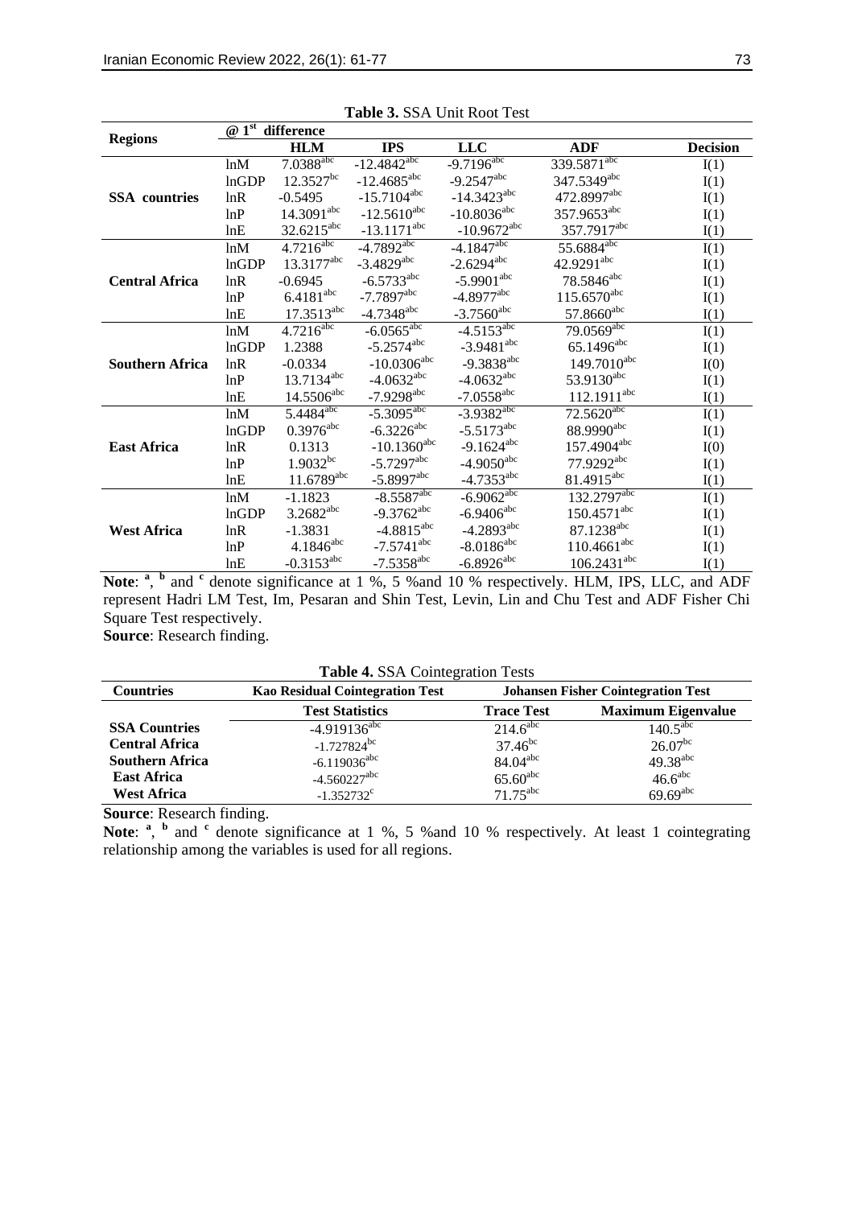**Table 3.** SSA Unit Root Test

| Regions | @ 1st difference | | | | | |
|---|---|---|---|---|---|---|
| | | **HLM** | **IPS** | **LLC** | **ADF** | **Decision** |
| **SSA countries** | lnM | 7.0388[abc] | -12.4842[abc] | -9.7196[abc] | 339.5871[abc] | I(1) |
| | lnGDP | 12.3527[bc] | -12.4685[abc] | -9.2547[abc] | 347.5349[abc] | I(1) |
| | lnR | -0.5495 | -15.7104[abc] | -14.3423[abc] | 472.8997[abc] | I(1) |
| | lnP | 14.3091[abc] | -12.5610[abc] | -10.8036[abc] | 357.9653[abc] | I(1) |
| | lnE | 32.6215[abc] | -13.1171[abc] | -10.9672[abc] | 357.7917[abc] | I(1) |
| **Central Africa** | lnM | 4.7216[abc] | -4.7892[abc] | -4.1847[abc] | 55.6884[abc] | I(1) |
| | lnGDP | 13.3177[abc] | -3.4829[abc] | -2.6294[abc] | 42.9291[abc] | I(1) |
| | lnR | -0.6945 | -6.5733[abc] | -5.9901[abc] | 78.5846[abc] | I(1) |
| | lnP | 6.4181[abc] | -7.7897[abc] | -4.8977[abc] | 115.6570[abc] | I(1) |
| | lnE | 17.3513[abc] | -4.7348[abc] | -3.7560[abc] | 57.8660[abc] | I(1) |
| **Southern Africa** | lnM | 4.7216[abc] | -6.0565[abc] | -4.5153[abc] | 79.0569[abc] | I(1) |
| | lnGDP | 1.2388 | -5.2574[abc] | -3.9481[abc] | 65.1496[abc] | I(1) |
| | lnR | -0.0334 | -10.0306[abc] | -9.3838[abc] | 149.7010[abc] | I(0) |
| | lnP | 13.7134[abc] | -4.0632[abc] | -4.0632[abc] | 53.9130[abc] | I(1) |
| | lnE | 14.5506[abc] | -7.9298[abc] | -7.0558[abc] | 112.1911[abc] | I(1) |
| **East Africa** | lnM | 5.4484[abc] | -5.3095[abc] | -3.9382[abc] | 72.5620[abc] | I(1) |
| | lnGDP | 0.3976[abc] | -6.3226[abc] | -5.5173[abc] | 88.9990[abc] | I(1) |
| | lnR | 0.1313 | -10.1360[abc] | -9.1624[abc] | 157.4904[abc] | I(0) |
| | lnP | 1.9032[bc] | -5.7297[abc] | -4.9050[abc] | 77.9292[abc] | I(1) |
| | lnE | 11.6789[abc] | -5.8997[abc] | -4.7353[abc] | 81.4915[abc] | I(1) |
| **West Africa** | lnM | -1.1823 | -8.5587[abc] | -6.9062[abc] | 132.2797[abc] | I(1) |
| | lnGDP | 3.2682[abc] | -9.3762[abc] | -6.9406[abc] | 150.4571[abc] | I(1) |
| | lnR | -1.3831 | -4.8815[abc] | -4.2893[abc] | 87.1238[abc] | I(1) |
| | lnP | 4.1846[abc] | -7.5741[abc] | -8.0186[abc] | 110.4661[abc] | I(1) |
| | lnE | -0.3153[abc] | -7.5358[abc] | -6.8926[abc] | 106.2431[abc] | I(1) |

**Note**: [a], [b] and [c] denote significance at 1 %, 5 %and 10 % respectively. HLM, IPS, LLC, and ADF represent Hadri LM Test, Im, Pesaran and Shin Test, Levin, Lin and Chu Test and ADF Fisher Chi Square Test respectively.
**Source**: Research finding.

**Table 4.** SSA Cointegration Tests

| **Countries** | **Kao Residual Cointegration Test** | **Johansen Fisher Cointegration Test** | |
|---|---|---|---|
| | **Test Statistics** | **Trace Test** | **Maximum Eigenvalue** |
| **SSA Countries** | -4.919136[abc] | 214.6[abc] | 140.5[abc] |
| **Central Africa** | -1.727824[bc] | 37.46[bc] | 26.07[bc] |
| **Southern Africa** | -6.119036[abc] | 84.04[abc] | 49.38[abc] |
| **East Africa** | -4.560227[abc] | 65.60[abc] | 46.6[abc] |
| **West Africa** | -1.352732[c] | 71.75[abc] | 69.69[abc] |

**Source**: Research finding.
**Note**: [a], [b] and [c] denote significance at 1 %, 5 %and 10 % respectively. At least 1 cointegrating relationship among the variables is used for all regions.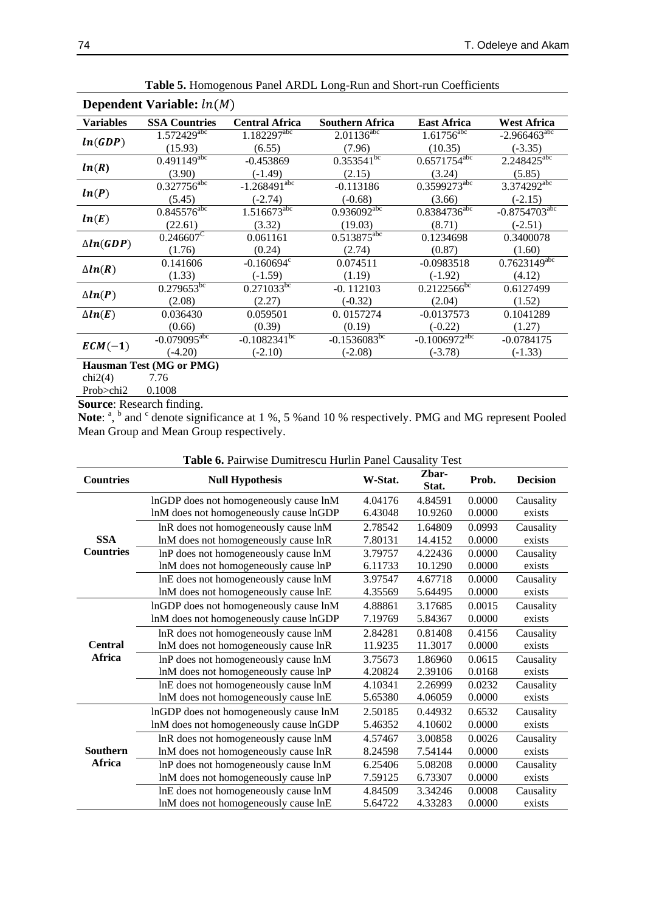**Table 5.** Homogenous Panel ARDL Long-Run and Short-run Coefficients

**Dependent Variable:** $ln(M)$

| Variables | SSA Countries | Central Africa | Southern Africa | East Africa | West Africa |
|---|---|---|---|---|---|
| $ln(GDP)$ | 1.572429[abc] | 1.182297[abc] | 2.01136[abc] | 1.61756[abc] | -2.966463[abc] |
| | (15.93) | (6.55) | (7.96) | (10.35) | (-3.35) |
| $ln(R)$ | 0.491149[abc] | -0.453869 | 0.353541[bc] | 0.6571754[abc] | 2.248425[abc] |
| | (3.90) | (-1.49) | (2.15) | (3.24) | (5.85) |
| $ln(P)$ | 0.327756[abc] | -1.268491[abc] | -0.113186 | 0.3599273[abc] | 3.374292[abc] |
| | (5.45) | (-2.74) | (-0.68) | (3.66) | (-2.15) |
| $ln(E)$ | 0.845576[abc] | 1.516673[abc] | 0.936092[abc] | 0.8384736[abc] | -0.8754703[abc] |
| | (22.61) | (3.32) | (19.03) | (8.71) | (-2.51) |
| $\Delta ln(GDP)$ | 0.246607[C] | 0.061161 | 0.513875[abc] | 0.1234698 | 0.3400078 |
| | (1.76) | (0.24) | (2.74) | (0.87) | (1.60) |
| $\Delta ln(R)$ | 0.141606 | -0.160694[c] | 0.074511 | -0.0983518 | 0.7623149[abc] |
| | (1.33) | (-1.59) | (1.19) | (-1.92) | (4.12) |
| $\Delta ln(P)$ | 0.279653[bc] | 0.271033[bc] | -0. 112103 | 0.2122566[bc] | 0.6127499 |
| | (2.08) | (2.27) | (-0.32) | (2.04) | (1.52) |
| $\Delta ln(E)$ | 0.036430 | 0.059501 | 0. 0157274 | -0.0137573 | 0.1041289 |
| | (0.66) | (0.39) | (0.19) | (-0.22) | (1.27) |
| $ECM(-1)$ | -0.079095[abc] | -0.1082341[bc] | -0.1536083[bc] | -0.1006972[abc] | -0.0784175 |
| | (-4.20) | (-2.10) | (-2.08) | (-3.78) | (-1.33) |
| **Hausman Test (MG or PMG)** | | | | | |
| chi2(4) | 7.76 | | | | |
| Prob>chi2 | 0.1008 | | | | |

**Source**: Research finding.

**Note**: [a], [b] and [c] denote significance at 1 %, 5 %and 10 % respectively. PMG and MG represent Pooled Mean Group and Mean Group respectively.

**Table 6.** Pairwise Dumitrescu Hurlin Panel Causality Test

| Countries | Null Hypothesis | W-Stat. | Zbar-Stat. | Prob. | Decision |
|---|---|---|---|---|---|
| SSA Countries | lnGDP does not homogeneously cause lnM | 4.04176 | 4.84591 | 0.0000 | Causality |
| | lnM does not homogeneously cause lnGDP | 6.43048 | 10.9260 | 0.0000 | exists |
| | lnR does not homogeneously cause lnM | 2.78542 | 1.64809 | 0.0993 | Causality |
| | lnM does not homogeneously cause lnR | 7.80131 | 14.4152 | 0.0000 | exists |
| | lnP does not homogeneously cause lnM | 3.79757 | 4.22436 | 0.0000 | Causality |
| | lnM does not homogeneously cause lnP | 6.11733 | 10.1290 | 0.0000 | exists |
| | lnE does not homogeneously cause lnM | 3.97547 | 4.67718 | 0.0000 | Causality |
| | lnM does not homogeneously cause lnE | 4.35569 | 5.64495 | 0.0000 | exists |
| Central Africa | lnGDP does not homogeneously cause lnM | 4.88861 | 3.17685 | 0.0015 | Causality |
| | lnM does not homogeneously cause lnGDP | 7.19769 | 5.84367 | 0.0000 | exists |
| | lnR does not homogeneously cause lnM | 2.84281 | 0.81408 | 0.4156 | Causality |
| | lnM does not homogeneously cause lnR | 11.9235 | 11.3017 | 0.0000 | exists |
| | lnP does not homogeneously cause lnM | 3.75673 | 1.86960 | 0.0615 | Causality |
| | lnM does not homogeneously cause lnP | 4.20824 | 2.39106 | 0.0168 | exists |
| | lnE does not homogeneously cause lnM | 4.10341 | 2.26999 | 0.0232 | Causality |
| | lnM does not homogeneously cause lnE | 5.65380 | 4.06059 | 0.0000 | exists |
| Southern Africa | lnGDP does not homogeneously cause lnM | 2.50185 | 0.44932 | 0.6532 | Causality |
| | lnM does not homogeneously cause lnGDP | 5.46352 | 4.10602 | 0.0000 | exists |
| | lnR does not homogeneously cause lnM | 4.57467 | 3.00858 | 0.0026 | Causality |
| | lnM does not homogeneously cause lnR | 8.24598 | 7.54144 | 0.0000 | exists |
| | lnP does not homogeneously cause lnM | 6.25406 | 5.08208 | 0.0000 | Causality |
| | lnM does not homogeneously cause lnP | 7.59125 | 6.73307 | 0.0000 | exists |
| | lnE does not homogeneously cause lnM | 4.84509 | 3.34246 | 0.0008 | Causality |
| | lnM does not homogeneously cause lnE | 5.64722 | 4.33283 | 0.0000 | exists |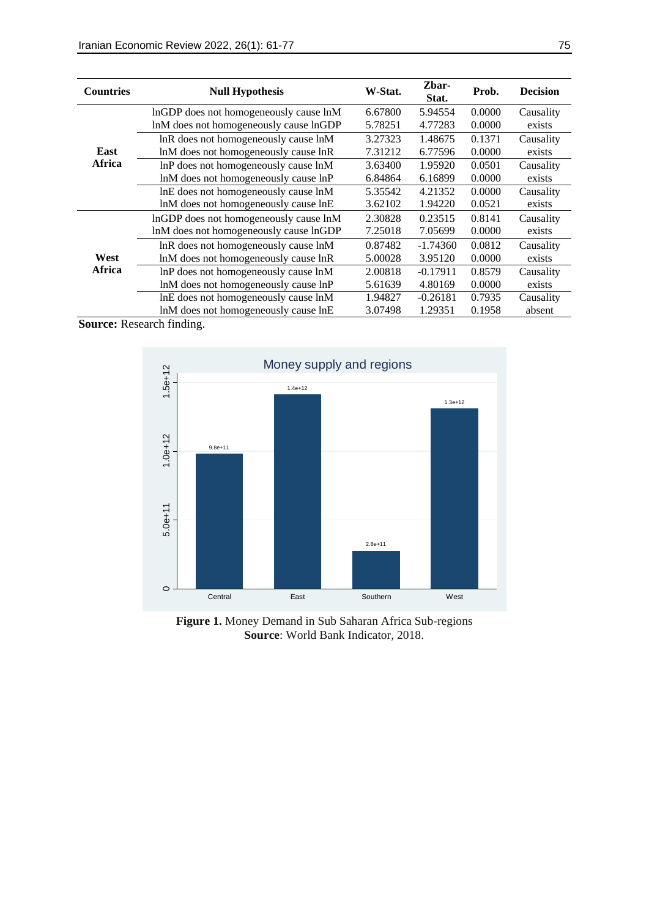| Countries | Null Hypothesis | W-Stat. | Zbar-Stat. | Prob. | Decision |
|---|---|---|---|---|---|
| East Africa | lnGDP does not homogeneously cause lnM | 6.67800 | 5.94554 | 0.0000 | Causality exists |
| | lnM does not homogeneously cause lnGDP | 5.78251 | 4.77283 | 0.0000 | |
| | lnR does not homogeneously cause lnM | 3.27323 | 1.48675 | 0.1371 | Causality exists |
| | lnM does not homogeneously cause lnR | 7.31212 | 6.77596 | 0.0000 | |
| | lnP does not homogeneously cause lnM | 3.63400 | 1.95920 | 0.0501 | Causality exists |
| | lnM does not homogeneously cause lnP | 6.84864 | 6.16899 | 0.0000 | |
| | lnE does not homogeneously cause lnM | 5.35542 | 4.21352 | 0.0000 | Causality exists |
| | lnM does not homogeneously cause lnE | 3.62102 | 1.94220 | 0.0521 | |
| West Africa | lnGDP does not homogeneously cause lnM | 2.30828 | 0.23515 | 0.8141 | Causality exists |
| | lnM does not homogeneously cause lnGDP | 7.25018 | 7.05699 | 0.0000 | |
| | lnR does not homogeneously cause lnM | 0.87482 | -1.74360 | 0.0812 | Causality exists |
| | lnM does not homogeneously cause lnR | 5.00028 | 3.95120 | 0.0000 | |
| | lnP does not homogeneously cause lnM | 2.00818 | -0.17911 | 0.8579 | Causality exists |
| | lnM does not homogeneously cause lnP | 5.61639 | 4.80169 | 0.0000 | |
| | lnE does not homogeneously cause lnM | 1.94827 | -0.26181 | 0.7935 | Causality absent |
| | lnM does not homogeneously cause lnE | 3.07498 | 1.29351 | 0.1958 | |

**Source:** Research finding.

**Figure 1.** Money Demand in Sub Saharan Africa Sub-regions
**Source**: World Bank Indicator, 2018.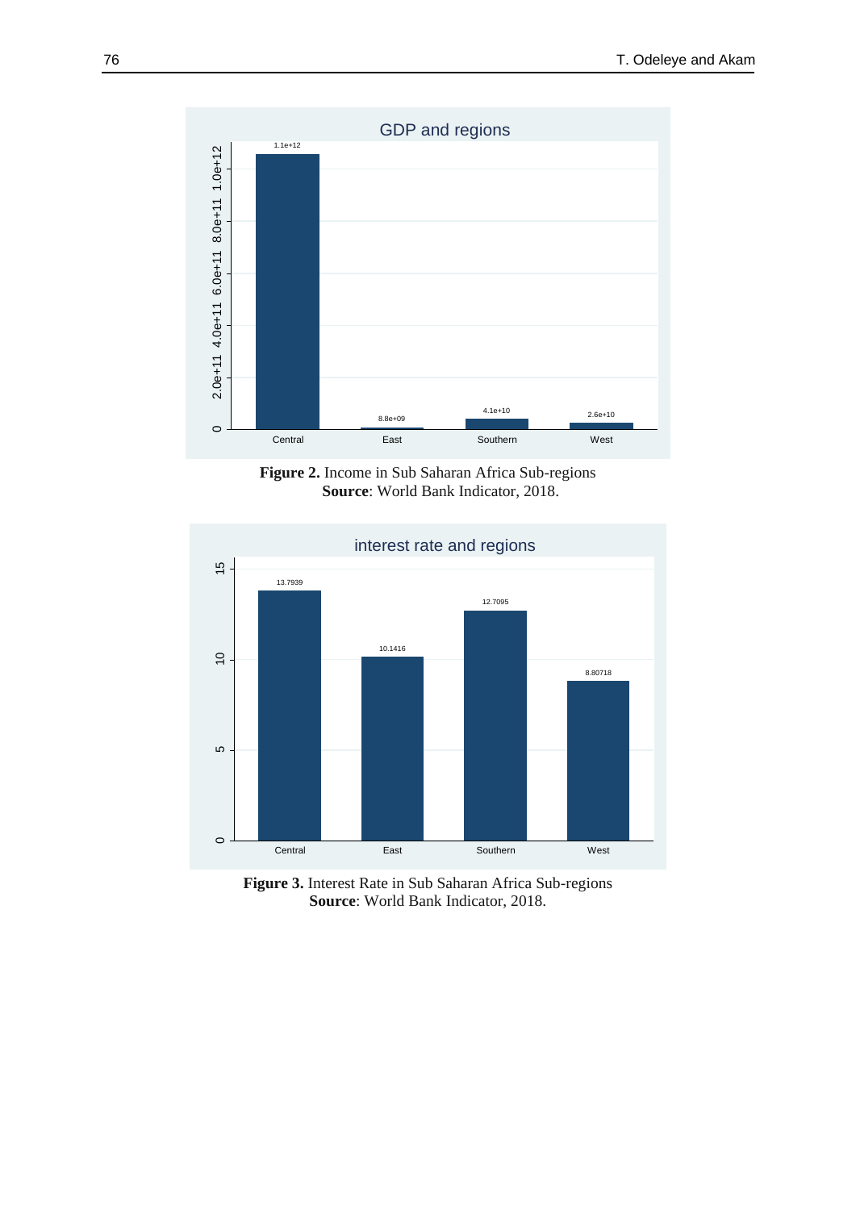**Figure 2.** Income in Sub Saharan Africa Sub-regions
**Source**: World Bank Indicator, 2018.

**Figure 3.** Interest Rate in Sub Saharan Africa Sub-regions
**Source**: World Bank Indicator, 2018.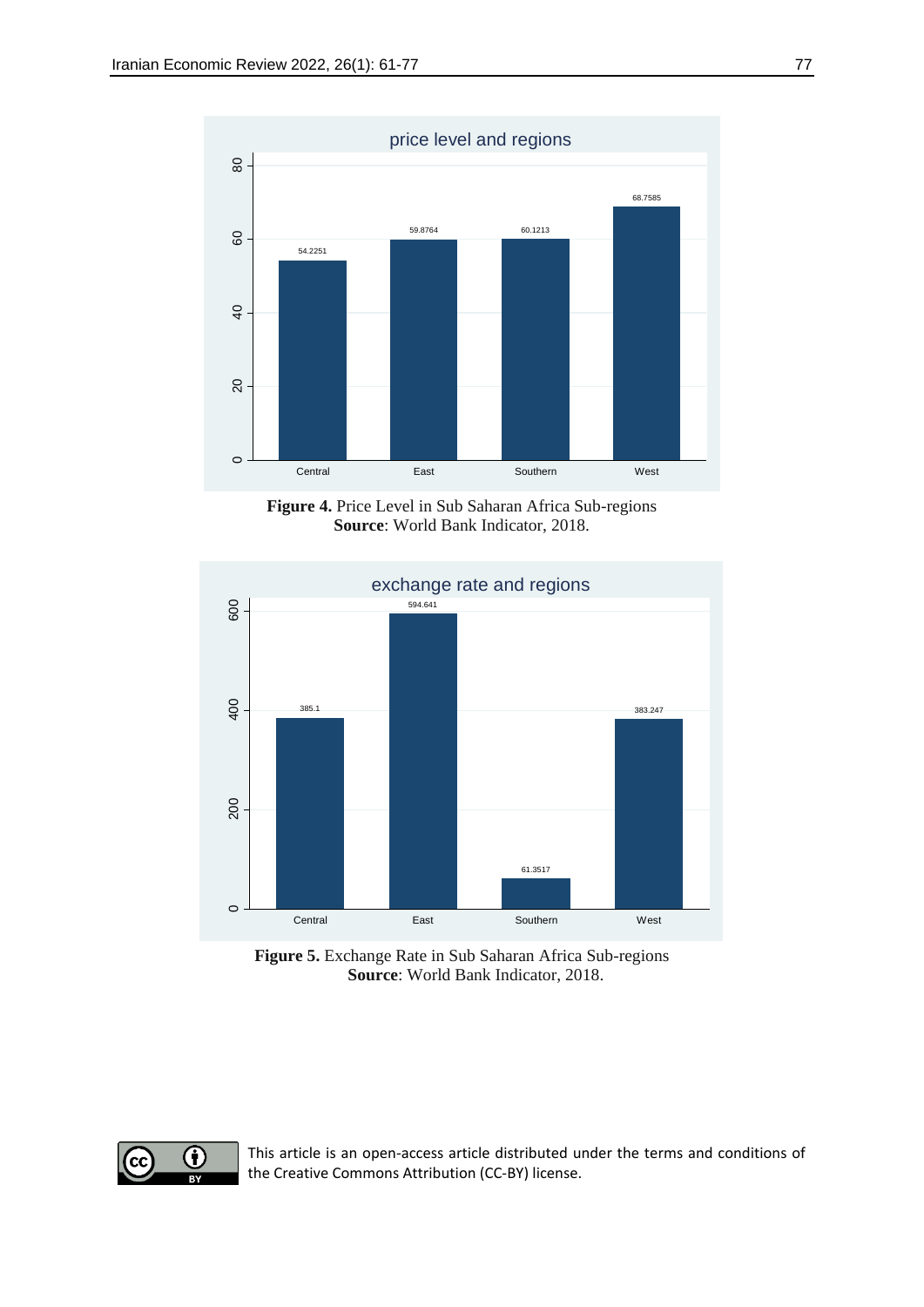price level and regions

80

60

40

20

0

54.2251

59.8764

60.1213

68.7585

Central

East

Southern

West

**Figure 4.** Price Level in Sub Saharan Africa Sub-regions
**Source**: World Bank Indicator, 2018.

exchange rate and regions

600

400

200

0

385.1

594.641

61.3517

383.247

Central

East

Southern

West

**Figure 5.** Exchange Rate in Sub Saharan Africa Sub-regions
**Source**: World Bank Indicator, 2018.

This article is an open-access article distributed under the terms and conditions of the Creative Commons Attribution (CC-BY) license.